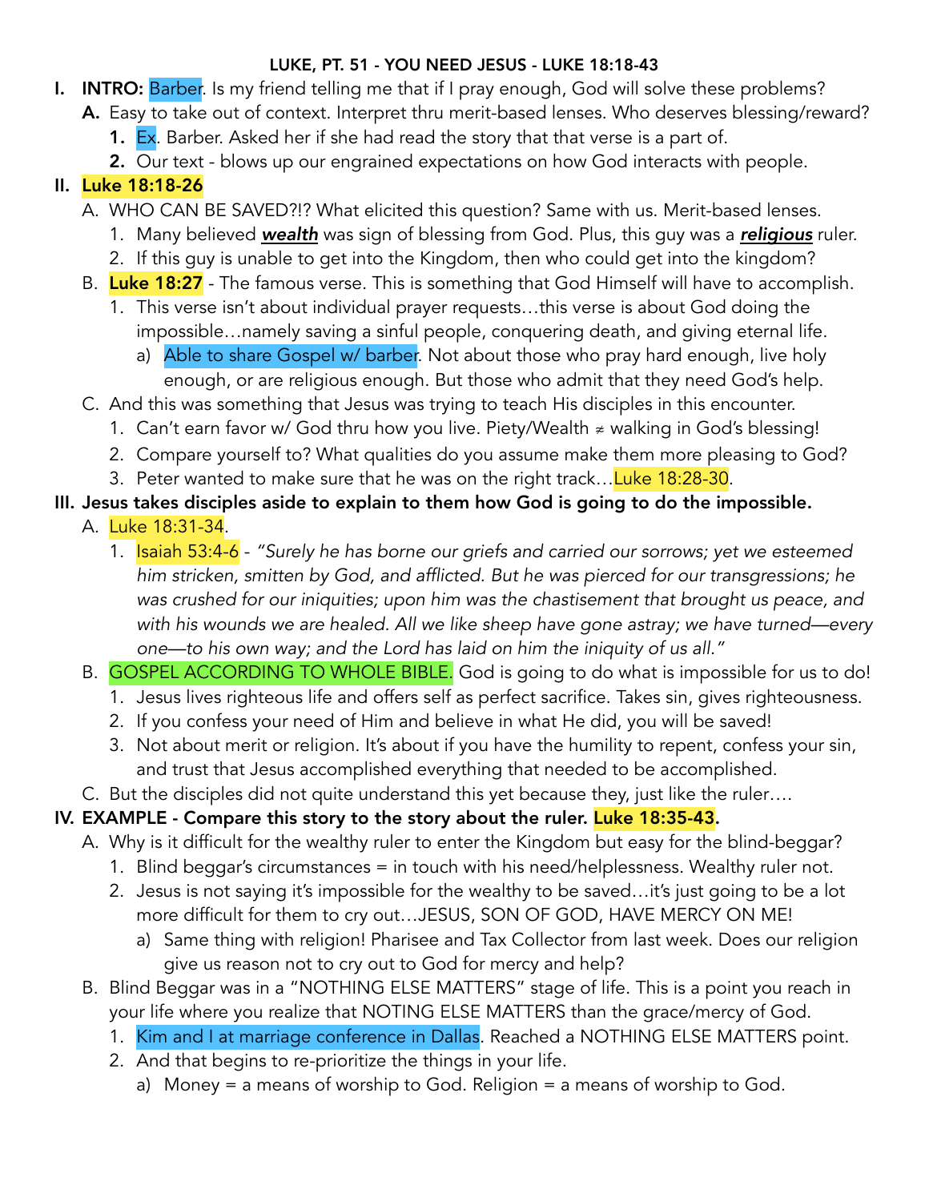**LUKE, PT. 51 - YOU NEED JESUS - LUKE 18:18-43**

I. **INTRO:** Barber. Is my friend telling me that if I pray enough, God will solve these problems?
   - **A.** Easy to take out of context. Interpret thru merit-based lenses. Who deserves blessing/reward?
     1. Ex. Barber. Asked her if she had read the story that that verse is a part of.
     2. Our text - blows up our engrained expectations on how God interacts with people.

II. **Luke 18:18-26**
   - A. WHO CAN BE SAVED?!? What elicited this question? Same with us. Merit-based lenses.
     1. Many believed ***wealth*** was sign of blessing from God. Plus, this guy was a ***religious*** ruler.
     2. If this guy is unable to get into the Kingdom, then who could get into the kingdom?
   - B. **Luke 18:27** - The famous verse. This is something that God Himself will have to accomplish.
     1. This verse isn't about individual prayer requests…this verse is about God doing the impossible…namely saving a sinful people, conquering death, and giving eternal life.
        - a) Able to share Gospel w/ barber. Not about those who pray hard enough, live holy enough, or are religious enough. But those who admit that they need God's help.
   - C. And this was something that Jesus was trying to teach His disciples in this encounter.
     1. Can't earn favor w/ God thru how you live. Piety/Wealth ≠ walking in God's blessing!
     2. Compare yourself to? What qualities do you assume make them more pleasing to God?
     3. Peter wanted to make sure that he was on the right track…Luke 18:28-30.

III. **Jesus takes disciples aside to explain to them how God is going to do the impossible.**
   - A. Luke 18:31-34.
     1. Isaiah 53:4-6 - *"Surely he has borne our griefs and carried our sorrows; yet we esteemed him stricken, smitten by God, and afflicted. But he was pierced for our transgressions; he was crushed for our iniquities; upon him was the chastisement that brought us peace, and with his wounds we are healed. All we like sheep have gone astray; we have turned—every one—to his own way; and the Lord has laid on him the iniquity of us all."*
   - B. GOSPEL ACCORDING TO WHOLE BIBLE. God is going to do what is impossible for us to do!
     1. Jesus lives righteous life and offers self as perfect sacrifice. Takes sin, gives righteousness.
     2. If you confess your need of Him and believe in what He did, you will be saved!
     3. Not about merit or religion. It's about if you have the humility to repent, confess your sin, and trust that Jesus accomplished everything that needed to be accomplished.
   - C. But the disciples did not quite understand this yet because they, just like the ruler….

IV. **EXAMPLE - Compare this story to the story about the ruler. Luke 18:35-43.**
   - A. Why is it difficult for the wealthy ruler to enter the Kingdom but easy for the blind-beggar?
     1. Blind beggar's circumstances = in touch with his need/helplessness. Wealthy ruler not.
     2. Jesus is not saying it's impossible for the wealthy to be saved…it's just going to be a lot more difficult for them to cry out…JESUS, SON OF GOD, HAVE MERCY ON ME!
        - a) Same thing with religion! Pharisee and Tax Collector from last week. Does our religion give us reason not to cry out to God for mercy and help?
   - B. Blind Beggar was in a "NOTHING ELSE MATTERS" stage of life. This is a point you reach in your life where you realize that NOTING ELSE MATTERS than the grace/mercy of God.
     1. Kim and I at marriage conference in Dallas. Reached a NOTHING ELSE MATTERS point.
     2. And that begins to re-prioritize the things in your life.
        - a) Money = a means of worship to God. Religion = a means of worship to God.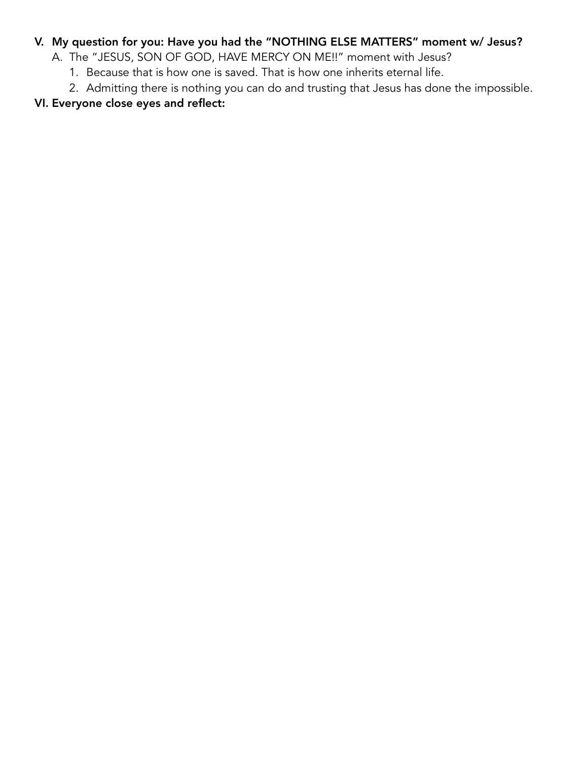**V. My question for you: Have you had the "NOTHING ELSE MATTERS" moment w/ Jesus?**

A. The "JESUS, SON OF GOD, HAVE MERCY ON ME!!" moment with Jesus?

1. Because that is how one is saved. That is how one inherits eternal life.
2. Admitting there is nothing you can do and trusting that Jesus has done the impossible.

**VI. Everyone close eyes and reflect:**